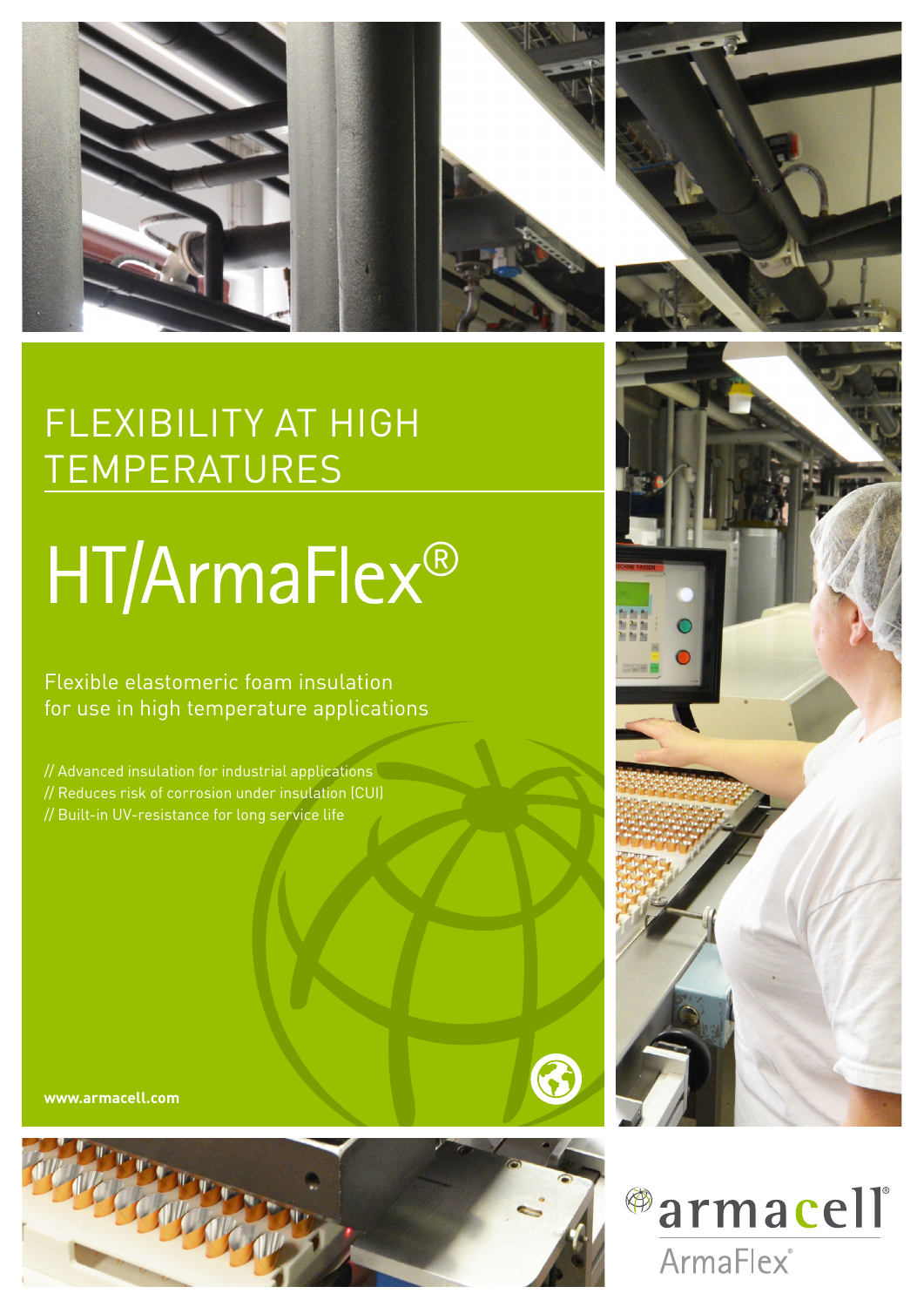# FLEXIBILITY AT HIGH TEMPERATURES

# HT/ArmaFlex®

Flexible elastomeric foam insulation for use in high temperature applications

// Advanced insulation for industrial applications
// Reduces risk of corrosion under insulation (CUI)
// Built-in UV-resistance for long service life

**www.armacell.com**

armacell
ArmaFlex®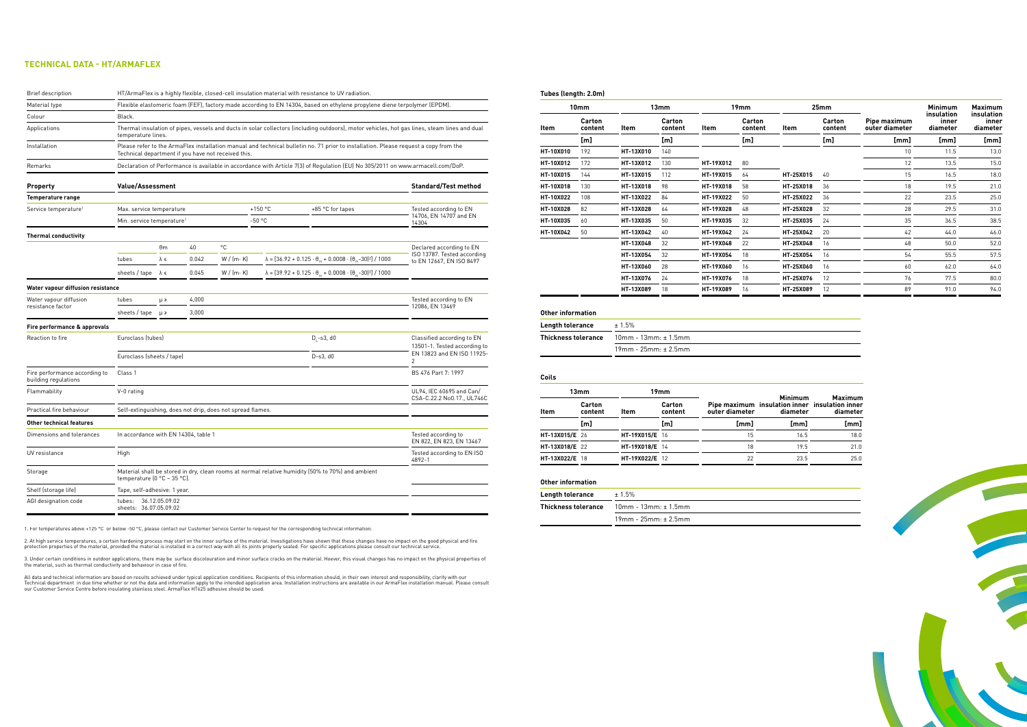## TECHNICAL DATA - HT/ARMAFLEX

| Brief description | HT/ArmaFlex is a highly flexible, closed-cell insulation material with resistance to UV radiation. |
|---|---|
| Material type | Flexible elastomeric foam (FEF), factory made according to EN 14304, based on ethylene propylene diene terpolymer (EPDM). |
| Colour | Black. |
| Applications | Thermal insulation of pipes, vessels and ducts in solar collectors (including outdoors), motor vehicles, hot gas lines, steam lines and dual temperature lines. |
| Installation | Please refer to the ArmaFlex installation manual and technical bulletin no. 71 prior to installation. Please request a copy from the Technical department if you have not received this. |
| Remarks | Declaration of Performance is available in accordance with Article 7(3) of Regulation (EU) No 305/2011 on www.armacell.com/DoP. |

| Property | Value/Assessment | | | | | | Standard/Test method |
|---|---|---|---|---|---|---|---|
| **Temperature range** | | | | | | | |
| Service temperature[1] | Max. service temperature | | | | +150 °C | +85 °C for tapes | Tested according to EN 14706, EN 14707 and EN 14304 |
| | Min. service temperature[1] | | | | -50 °C | | |
| **Thermal conductivity** | | | | | | | |
| | | θm | 40 | °C | | | Declared according to EN ISO 13787. Tested according to EN 12667, EN ISO 8497 |
| | tubes | λ ≤ | 0.042 | W / (m· K) | $\lambda = [36.92 + 0.125 \cdot \theta_m + 0.0008 \cdot (\theta_m - 30)^2] / 1000$ | | |
| | sheets / tape | λ ≤ | 0.045 | W / (m· K) | $\lambda = [39.92 + 0.125 \cdot \theta_m + 0.0008 \cdot (\theta_m - 30)^2] / 1000$ | | |
| **Water vapour diffusion resistance** | | | | | | | |
| Water vapour diffusion resistance factor | tubes | μ ≥ | 4,000 | | | | Tested according to EN 12086, EN 13469 |
| | sheets / tape | μ ≥ | 3,000 | | | | |
| **Fire performance & approvals** | | | | | | | |
| Reaction to fire | Euroclass (tubes) | | | | | $D_L$-s3, d0 | Classified according to EN 13501-1. Tested according to EN 13823 and EN ISO 11925-2 |
| | Euroclass (sheets / tape) | | | | | D-s3, d0 | |
| Fire performance according to building regulations | Class 1 | | | | | | BS 476 Part 7: 1997 |
| Flammability | V-0 rating | | | | | | UL94, IEC 60695 and Can/CSA-C.22.2 No0.17., UL746C |
| Practical fire behaviour | Self-extinguishing, does not drip, does not spread flames. | | | | | | |
| **Other technical features** | | | | | | | |
| Dimensions and tolerances | In accordance with EN 14304, table 1 | | | | | | Tested according to EN 822, EN 823, EN 13467 |
| UV resistance | High | | | | | | Tested according to EN ISO 4892-1 |
| Storage | Material shall be stored in dry, clean rooms at normal relative humidity (50% to 70%) and ambient temperature (0 °C – 35 °C). | | | | | | |
| Shelf (storage life) | Tape, self-adhesive: 1 year. | | | | | | |
| AGI designation code | tubes: 36.12.05.09.02 sheets: 36.07.05.09.02 | | | | | | |

1. For temperatures above +125 °C or below -50 °C, please contact our Customer Service Center to request for the corresponding technical information.

2. At high service temperatures, a certain hardening process may start on the inner surface of the material. Investigations have shown that these changes have no impact on the good physical and fire protection properties of the material, provided the material is installed in a correct way with all its joints properly sealed. For specific applications please consult our technical service.

3. Under certain conditions in outdoor applications, there may be surface discolouration and minor surface cracks on the material. Hoever, this visual changes has no impact on the physical properties of the material, such as thermal conductivity and behaviour in case of fire.

All data and technical information are based on results achieved under typical application conditions. Recipients of this information should, in their own interest and responsibility, clarify with our Technical department in due time whether or not the data and information apply to the intended application area. Installation instructions are available in our ArmaFlex installation manual. Please consult our Customer Service Centre before insulating stainless steel. ArmaFlex HT625 adhesive should be used.

### Tubes (length: 2.0m)

| 10mm | | 13mm | | 19mm | | 25mm | | | | |
|---|---|---|---|---|---|---|---|---|---|---|
| Item | Carton content | Item | Carton content | Item | Carton content | Item | Carton content | Pipe maximum outer diameter | Minimum insulation inner diameter | Maximum insulation inner diameter |
| | [m] | | [m] | | [m] | | [m] | [mm] | [mm] | [mm] |
| HT-10X010 | 192 | HT-13X010 | 140 | | | | | 10 | 11.5 | 13.0 |
| HT-10X012 | 172 | HT-13X012 | 130 | HT-19X012 | 80 | | | 12 | 13.5 | 15.0 |
| HT-10X015 | 144 | HT-13X015 | 112 | HT-19X015 | 64 | HT-25X015 | 40 | 15 | 16.5 | 18.0 |
| HT-10X018 | 130 | HT-13X018 | 98 | HT-19X018 | 58 | HT-25X018 | 36 | 18 | 19.5 | 21.0 |
| HT-10X022 | 108 | HT-13X022 | 84 | HT-19X022 | 50 | HT-25X022 | 36 | 22 | 23.5 | 25.0 |
| HT-10X028 | 82 | HT-13X028 | 64 | HT-19X028 | 48 | HT-25X028 | 32 | 28 | 29.5 | 31.0 |
| HT-10X035 | 60 | HT-13X035 | 50 | HT-19X035 | 32 | HT-25X035 | 24 | 35 | 36.5 | 38.5 |
| HT-10X042 | 50 | HT-13X042 | 40 | HT-19X042 | 24 | HT-25X042 | 20 | 42 | 44.0 | 46.0 |
| | | HT-13X048 | 32 | HT-19X048 | 22 | HT-25X048 | 16 | 48 | 50.0 | 52.0 |
| | | HT-13X054 | 32 | HT-19X054 | 18 | HT-25X054 | 16 | 54 | 55.5 | 57.5 |
| | | HT-13X060 | 28 | HT-19X060 | 16 | HT-25X060 | 16 | 60 | 62.0 | 64.0 |
| | | HT-13X076 | 24 | HT-19X076 | 18 | HT-25X076 | 12 | 76 | 77.5 | 80.0 |
| | | HT-13X089 | 18 | HT-19X089 | 16 | HT-25X089 | 12 | 89 | 91.0 | 94.0 |

#### Other information

| Length tolerance | ± 1.5% |
|---|---|
| Thickness tolerance | 10mm - 13mm: ± 1.5mm |
| | 19mm - 25mm: ± 2.5mm |

### Coils

| 13mm | | 19mm | | | | |
|---|---|---|---|---|---|---|
| Item | Carton content | Item | Carton content | Pipe maximum outer diameter | Minimum insulation inner diameter | Maximum insulation inner diameter |
| | [m] | | [m] | [mm] | [mm] | [mm] |
| HT-13X015/E | 26 | HT-19X015/E | 16 | 15 | 16.5 | 18.0 |
| HT-13X018/E | 22 | HT-19X018/E | 14 | 18 | 19.5 | 21.0 |
| HT-13X022/E | 18 | HT-19X022/E | 12 | 22 | 23.5 | 25.0 |

#### Other information

| Length tolerance | ± 1.5% |
|---|---|
| Thickness tolerance | 10mm - 13mm: ± 1.5mm |
| | 19mm - 25mm: ± 2.5mm |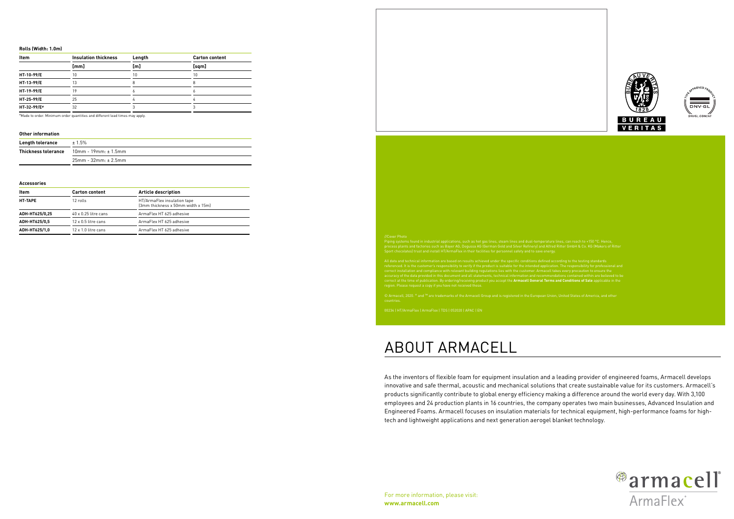**Rolls (Width: 1.0m)**

| Item | Insulation thickness | Length | Carton content |
|---|---|---|---|
| | [mm] | [m] | [sqm] |
| HT-10-99/E | 10 | 10 | 10 |
| HT-13-99/E | 13 | 8 | 8 |
| HT-19-99/E | 19 | 6 | 6 |
| HT-25-99/E | 25 | 4 | 4 |
| HT-32-99/E* | 32 | 3 | 3 |

*Made to order: Minimum order quantities and different lead times may apply.

**Other information**

| | |
|---|---|
| **Length tolerance** | ± 1.5% |
| **Thickness tolerance** | 10mm - 19mm: ± 1.5mm |
| | 25mm - 32mm: ± 2.5mm |

**Accessories**

| Item | Carton content | Article description |
|---|---|---|
| HT-TAPE | 12 rolls | HT/ArmaFlex insulation tape (3mm thickness x 50mm width x 15m) |
| ADH-HT625/0,25 | 40 x 0.25 litre cans | ArmaFlex HT 625 adhesive |
| ADH-HT625/0,5 | 12 x 0.5 litre cans | ArmaFlex HT 625 adhesive |
| ADH-HT625/1,0 | 12 x 1.0 litre cans | ArmaFlex HT 625 adhesive |

BUREAU VERITAS

DNV·GL TYPE APPROVED PRODUCT DNVGL.COM/AF

//Cover Photo
Piping systems found in industrial applications, such as hot gas lines, steam lines and dual-temperature lines, can reach to +150 °C. Hence, process plants and factories such as Bayer AG, Degussa AG (German Gold and Silver Refinery) and Alfred Ritter GmbH & Co. KG (Makers of Ritter Sport chocolates) trust and install HT/ArmaFlex in their facilities for personnel safety and to save energy.

All data and technical information are based on results achieved under the specific conditions defined according to the testing standards referenced. It is the customer's responsibility to verify if the product is suitable for the intended application. The responsibility for professional and correct installation and compliance with relevant building regulations lies with the customer. Armacell takes every precaution to ensure the accuracy of the data provided in this document and all statements, technical information and recommendations contained within are believed to be correct at the time of publication. By ordering/receiving product you accept the **Armacell General Terms and Conditions of Sale** applicable in the region. Please request a copy if you have not received these.

© Armacell, 2020. ® and ™ are trademarks of the Armacell Group and is registered in the European Union, United States of America, and other countries.

00234 | HT/ArmaFlex | ArmaFlex | TDS | 052020 | APAC | EN

# ABOUT ARMACELL

As the inventors of flexible foam for equipment insulation and a leading provider of engineered foams, Armacell develops innovative and safe thermal, acoustic and mechanical solutions that create sustainable value for its customers. Armacell's products significantly contribute to global energy efficiency making a difference around the world every day. With 3,100 employees and 24 production plants in 16 countries, the company operates two main businesses, Advanced Insulation and Engineered Foams. Armacell focuses on insulation materials for technical equipment, high-performance foams for high-tech and lightweight applications and next generation aerogel blanket technology.

For more information, please visit:
**www.armacell.com**

armacell® ArmaFlex®